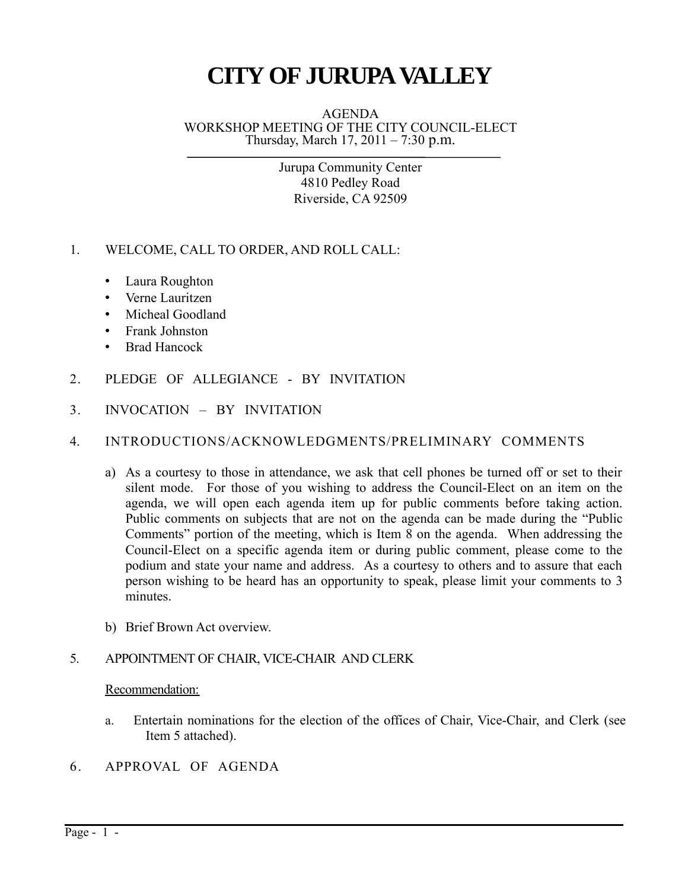# CITY OF JURUPA VALLEY

AGENDA
WORKSHOP MEETING OF THE CITY COUNCIL-ELECT
Thursday, March 17, 2011 – 7:30 p.m.

Jurupa Community Center
4810 Pedley Road
Riverside, CA 92509

1. WELCOME, CALL TO ORDER, AND ROLL CALL:

   - Laura Roughton
   - Verne Lauritzen
   - Micheal Goodland
   - Frank Johnston
   - Brad Hancock

2. PLEDGE OF ALLEGIANCE - BY INVITATION

3. INVOCATION – BY INVITATION

4. INTRODUCTIONS/ACKNOWLEDGMENTS/PRELIMINARY COMMENTS

   a) As a courtesy to those in attendance, we ask that cell phones be turned off or set to their silent mode. For those of you wishing to address the Council-Elect on an item on the agenda, we will open each agenda item up for public comments before taking action. Public comments on subjects that are not on the agenda can be made during the "Public Comments" portion of the meeting, which is Item 8 on the agenda. When addressing the Council-Elect on a specific agenda item or during public comment, please come to the podium and state your name and address. As a courtesy to others and to assure that each person wishing to be heard has an opportunity to speak, please limit your comments to 3 minutes.

   b) Brief Brown Act overview.

5. APPOINTMENT OF CHAIR, VICE-CHAIR AND CLERK

   Recommendation:

   a. Entertain nominations for the election of the offices of Chair, Vice-Chair, and Clerk (see Item 5 attached).

6. APPROVAL OF AGENDA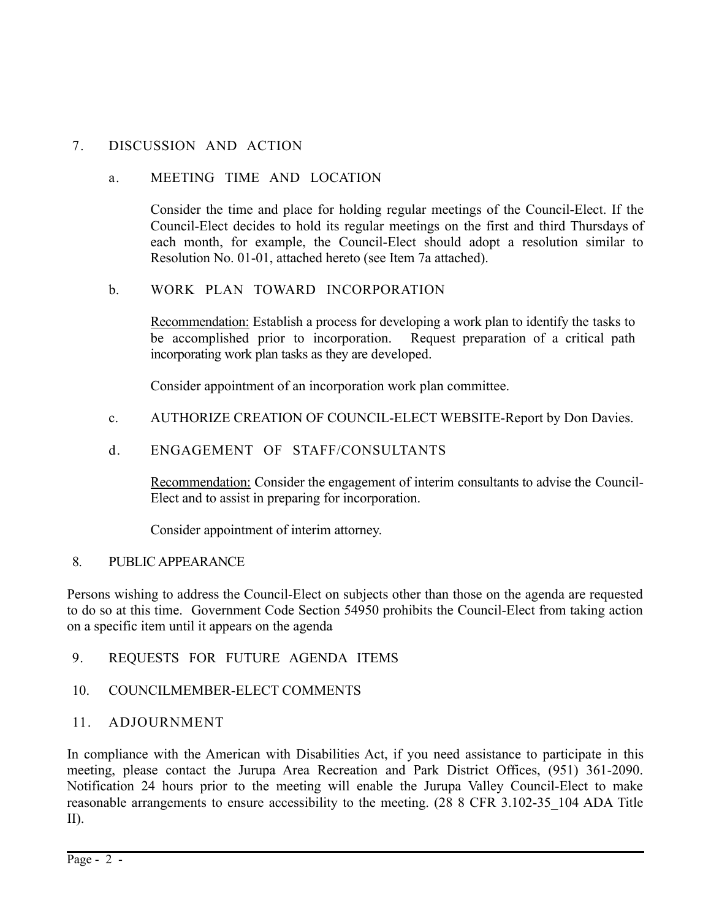7. DISCUSSION AND ACTION

   a. MEETING TIME AND LOCATION

      Consider the time and place for holding regular meetings of the Council-Elect. If the Council-Elect decides to hold its regular meetings on the first and third Thursdays of each month, for example, the Council-Elect should adopt a resolution similar to Resolution No. 01-01, attached hereto (see Item 7a attached).

   b. WORK PLAN TOWARD INCORPORATION

      Recommendation: Establish a process for developing a work plan to identify the tasks to be accomplished prior to incorporation. Request preparation of a critical path incorporating work plan tasks as they are developed.

      Consider appointment of an incorporation work plan committee.

   c. AUTHORIZE CREATION OF COUNCIL-ELECT WEBSITE-Report by Don Davies.

   d. ENGAGEMENT OF STAFF/CONSULTANTS

      Recommendation: Consider the engagement of interim consultants to advise the Council-Elect and to assist in preparing for incorporation.

      Consider appointment of interim attorney.

8. PUBLIC APPEARANCE

Persons wishing to address the Council-Elect on subjects other than those on the agenda are requested to do so at this time. Government Code Section 54950 prohibits the Council-Elect from taking action on a specific item until it appears on the agenda

9. REQUESTS FOR FUTURE AGENDA ITEMS

10. COUNCILMEMBER-ELECT COMMENTS

11. ADJOURNMENT

In compliance with the American with Disabilities Act, if you need assistance to participate in this meeting, please contact the Jurupa Area Recreation and Park District Offices, (951) 361-2090. Notification 24 hours prior to the meeting will enable the Jurupa Valley Council-Elect to make reasonable arrangements to ensure accessibility to the meeting. (28 8 CFR 3.102-35_104 ADA Title II).